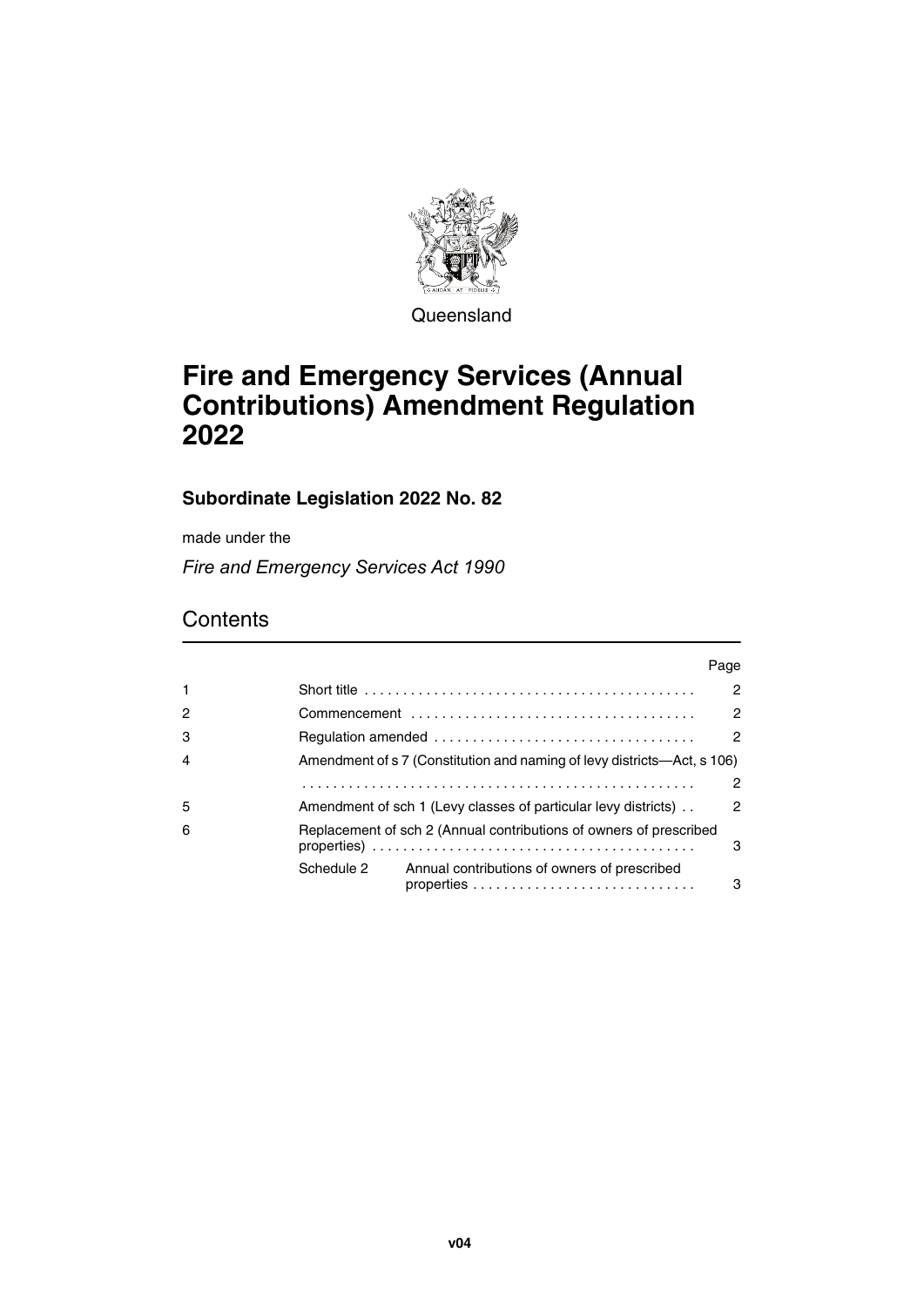Queensland

# Fire and Emergency Services (Annual Contributions) Amendment Regulation 2022

## Subordinate Legislation 2022 No. 82

made under the

*Fire and Emergency Services Act 1990*

## Contents

| | | Page |
|---|---|---|
| 1 | Short title | 2 |
| 2 | Commencement | 2 |
| 3 | Regulation amended | 2 |
| 4 | Amendment of s 7 (Constitution and naming of levy districts—Act, s 106) | 2 |
| 5 | Amendment of sch 1 (Levy classes of particular levy districts) | 2 |
| 6 | Replacement of sch 2 (Annual contributions of owners of prescribed properties) | 3 |
| | Schedule 2 Annual contributions of owners of prescribed properties | 3 |

v04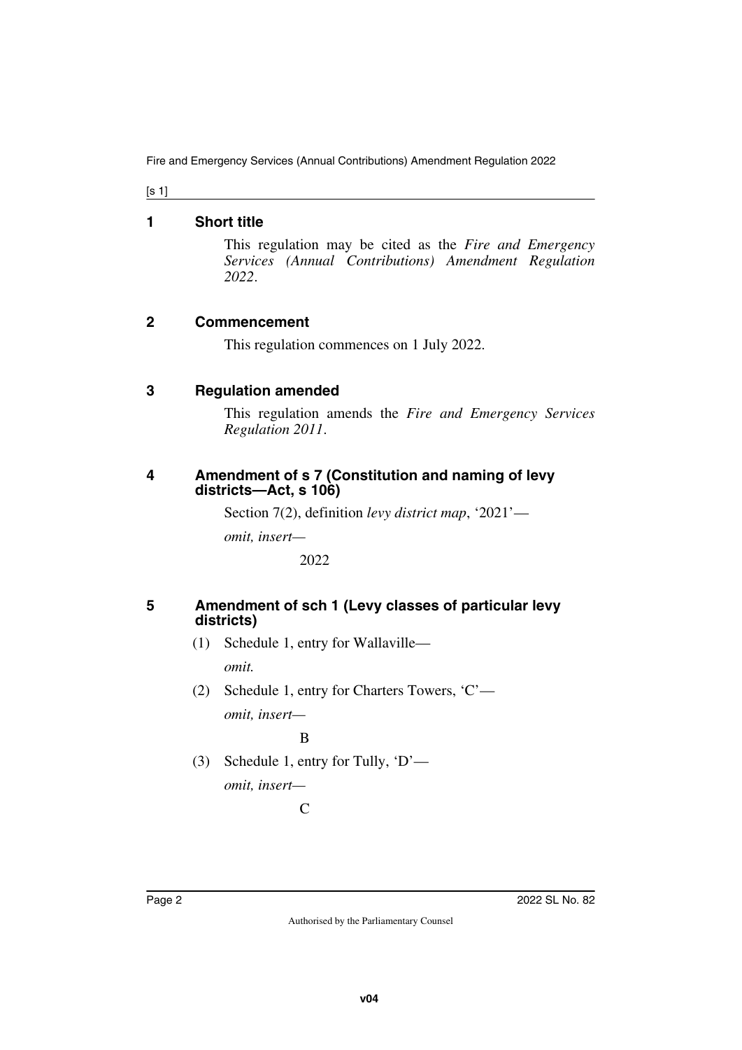## 1 Short title

This regulation may be cited as the *Fire and Emergency Services (Annual Contributions) Amendment Regulation 2022*.

## 2 Commencement

This regulation commences on 1 July 2022.

## 3 Regulation amended

This regulation amends the *Fire and Emergency Services Regulation 2011*.

## 4 Amendment of s 7 (Constitution and naming of levy districts—Act, s 106)

Section 7(2), definition *levy district map*, '2021'—

*omit, insert—*

2022

## 5 Amendment of sch 1 (Levy classes of particular levy districts)

(1) Schedule 1, entry for Wallaville—

*omit.*

(2) Schedule 1, entry for Charters Towers, 'C'—

*omit, insert—*

B

(3) Schedule 1, entry for Tully, 'D'—

*omit, insert—*

C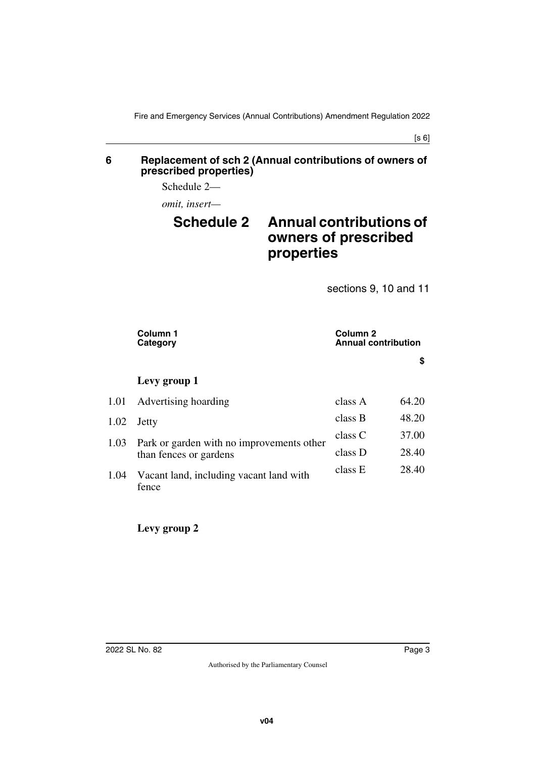## 6 Replacement of sch 2 (Annual contributions of owners of prescribed properties)

Schedule 2—

*omit, insert—*

# Schedule 2 Annual contributions of owners of prescribed properties

sections 9, 10 and 11

| | Column 1 Category | Column 2 Annual contribution | |
|---|---|---|---|
| | | | $ |
| | **Levy group 1** | | |
| 1.01 | Advertising hoarding | class A | 64.20 |
| 1.02 | Jetty | class B | 48.20 |
| 1.03 | Park or garden with no improvements other than fences or gardens | class C | 37.00 |
| | | class D | 28.40 |
| 1.04 | Vacant land, including vacant land with fence | class E | 28.40 |

**Levy group 2**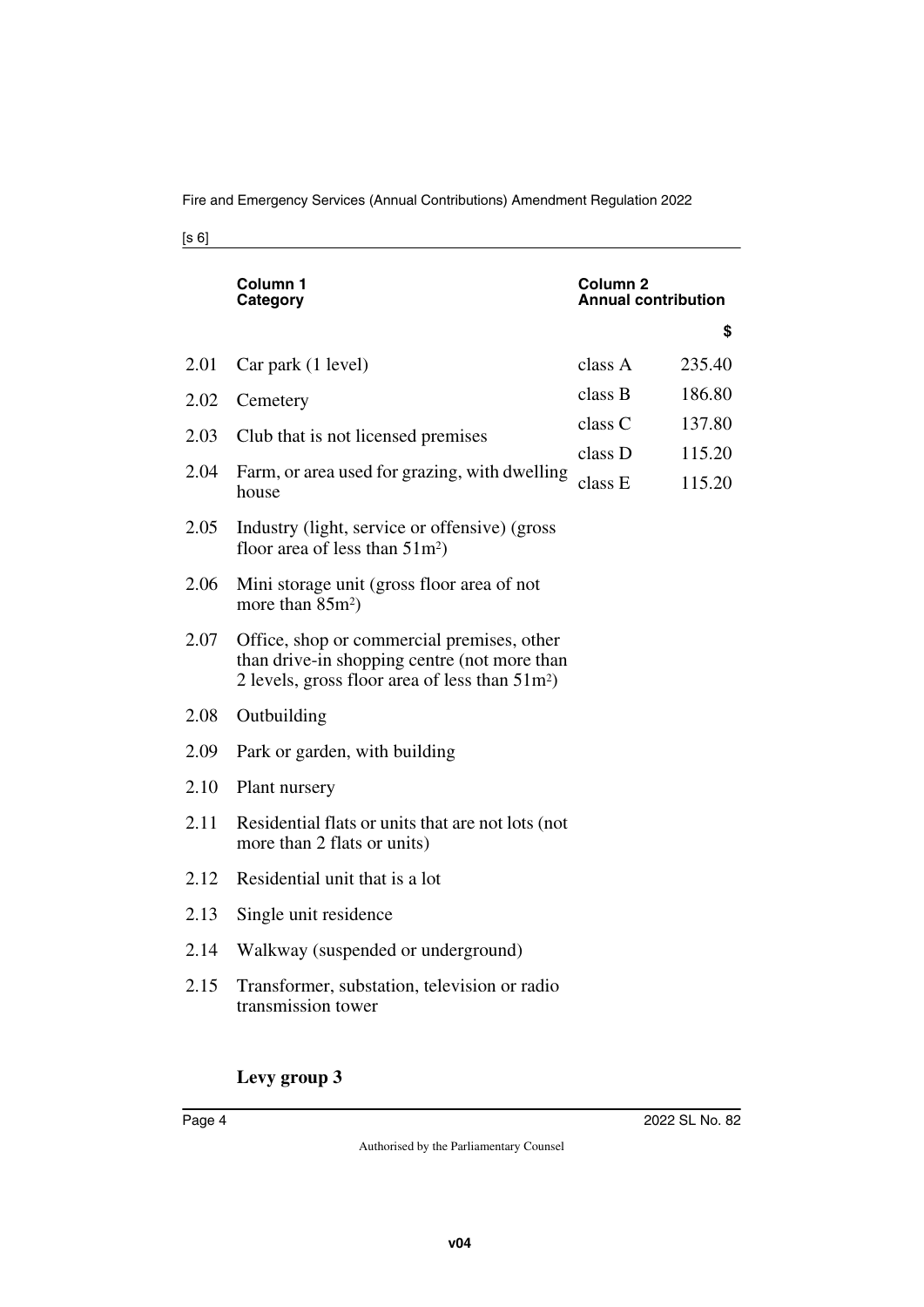| | Column 1 Category | Column 2 Annual contribution | |
|---|---|---|---|
| | | | $ |
| 2.01 | Car park (1 level) | class A | 235.40 |
| 2.02 | Cemetery | class B | 186.80 |
| 2.03 | Club that is not licensed premises | class C | 137.80 |
| 2.04 | Farm, or area used for grazing, with dwelling house | class D | 115.20 |
| 2.05 | Industry (light, service or offensive) (gross floor area of less than $51m^2$) | class E | 115.20 |
| 2.06 | Mini storage unit (gross floor area of not more than $85m^2$) | | |
| 2.07 | Office, shop or commercial premises, other than drive-in shopping centre (not more than 2 levels, gross floor area of less than $51m^2$) | | |
| 2.08 | Outbuilding | | |
| 2.09 | Park or garden, with building | | |
| 2.10 | Plant nursery | | |
| 2.11 | Residential flats or units that are not lots (not more than 2 flats or units) | | |
| 2.12 | Residential unit that is a lot | | |
| 2.13 | Single unit residence | | |
| 2.14 | Walkway (suspended or underground) | | |
| 2.15 | Transformer, substation, television or radio transmission tower | | |

**Levy group 3**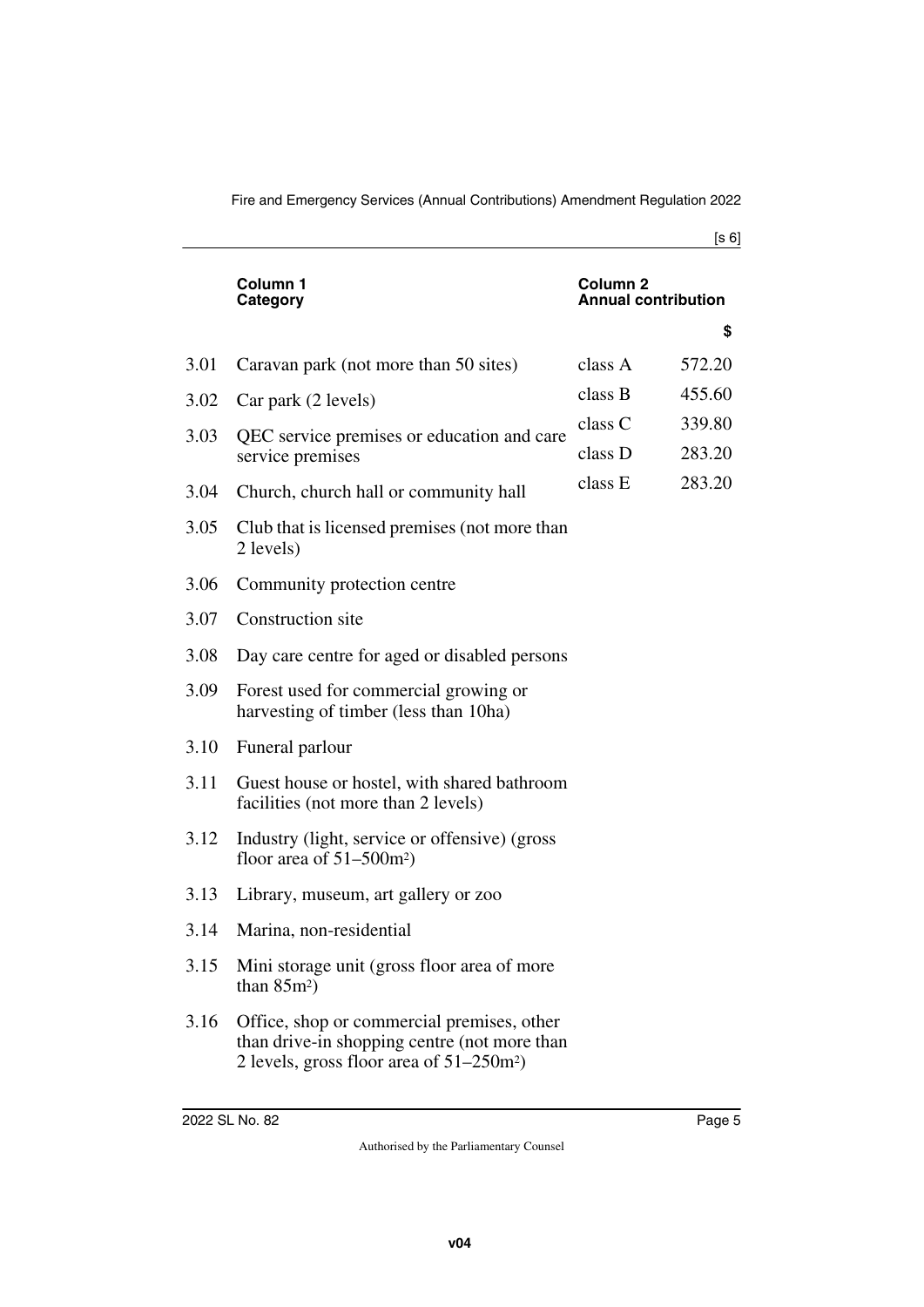| | Column 1 Category | Column 2 Annual contribution | |
|---|---|---|---|
| | | | $ |
| 3.01 | Caravan park (not more than 50 sites) | class A | 572.20 |
| 3.02 | Car park (2 levels) | class B | 455.60 |
| 3.03 | QEC service premises or education and care service premises | class C | 339.80 |
| | | class D | 283.20 |
| 3.04 | Church, church hall or community hall | class E | 283.20 |
| 3.05 | Club that is licensed premises (not more than 2 levels) | | |
| 3.06 | Community protection centre | | |
| 3.07 | Construction site | | |
| 3.08 | Day care centre for aged or disabled persons | | |
| 3.09 | Forest used for commercial growing or harvesting of timber (less than 10ha) | | |
| 3.10 | Funeral parlour | | |
| 3.11 | Guest house or hostel, with shared bathroom facilities (not more than 2 levels) | | |
| 3.12 | Industry (light, service or offensive) (gross floor area of 51–500m²) | | |
| 3.13 | Library, museum, art gallery or zoo | | |
| 3.14 | Marina, non-residential | | |
| 3.15 | Mini storage unit (gross floor area of more than 85m²) | | |
| 3.16 | Office, shop or commercial premises, other than drive-in shopping centre (not more than 2 levels, gross floor area of 51–250m²) | | |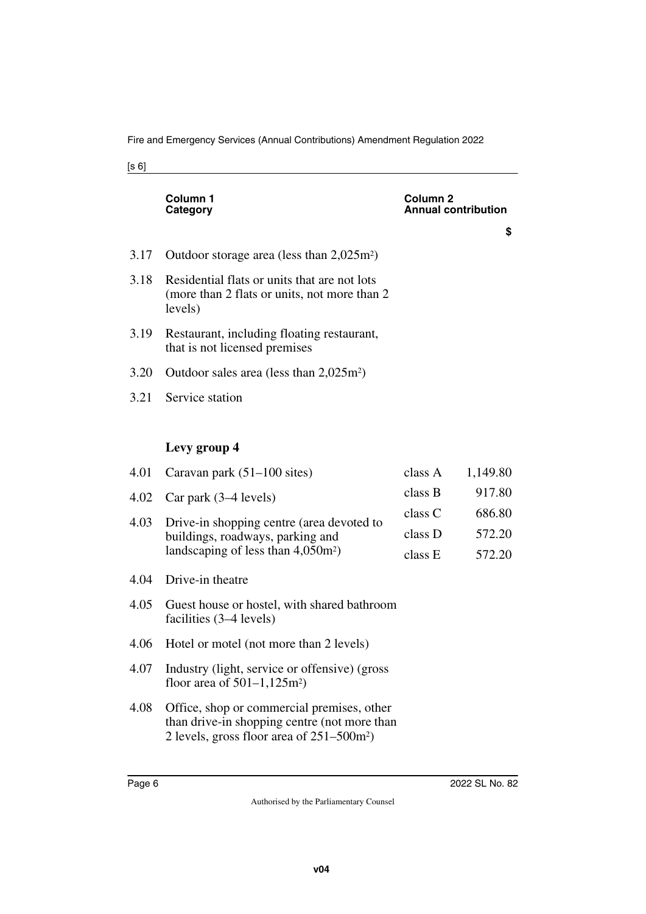| | Column 1<br>Category | Column 2<br>Annual contribution | |
|---|---|---|---|
| | | | $ |
| 3.17 | Outdoor storage area (less than 2,025m²) | | |
| 3.18 | Residential flats or units that are not lots (more than 2 flats or units, not more than 2 levels) | | |
| 3.19 | Restaurant, including floating restaurant, that is not licensed premises | | |
| 3.20 | Outdoor sales area (less than 2,025m²) | | |
| 3.21 | Service station | | |
| | **Levy group 4** | | |
| 4.01 | Caravan park (51–100 sites) | class A | 1,149.80 |
| 4.02 | Car park (3–4 levels) | class B | 917.80 |
| 4.03 | Drive-in shopping centre (area devoted to buildings, roadways, parking and landscaping of less than 4,050m²) | class C | 686.80 |
| | | class D | 572.20 |
| | | class E | 572.20 |
| 4.04 | Drive-in theatre | | |
| 4.05 | Guest house or hostel, with shared bathroom facilities (3–4 levels) | | |
| 4.06 | Hotel or motel (not more than 2 levels) | | |
| 4.07 | Industry (light, service or offensive) (gross floor area of 501–1,125m²) | | |
| 4.08 | Office, shop or commercial premises, other than drive-in shopping centre (not more than 2 levels, gross floor area of 251–500m²) | | |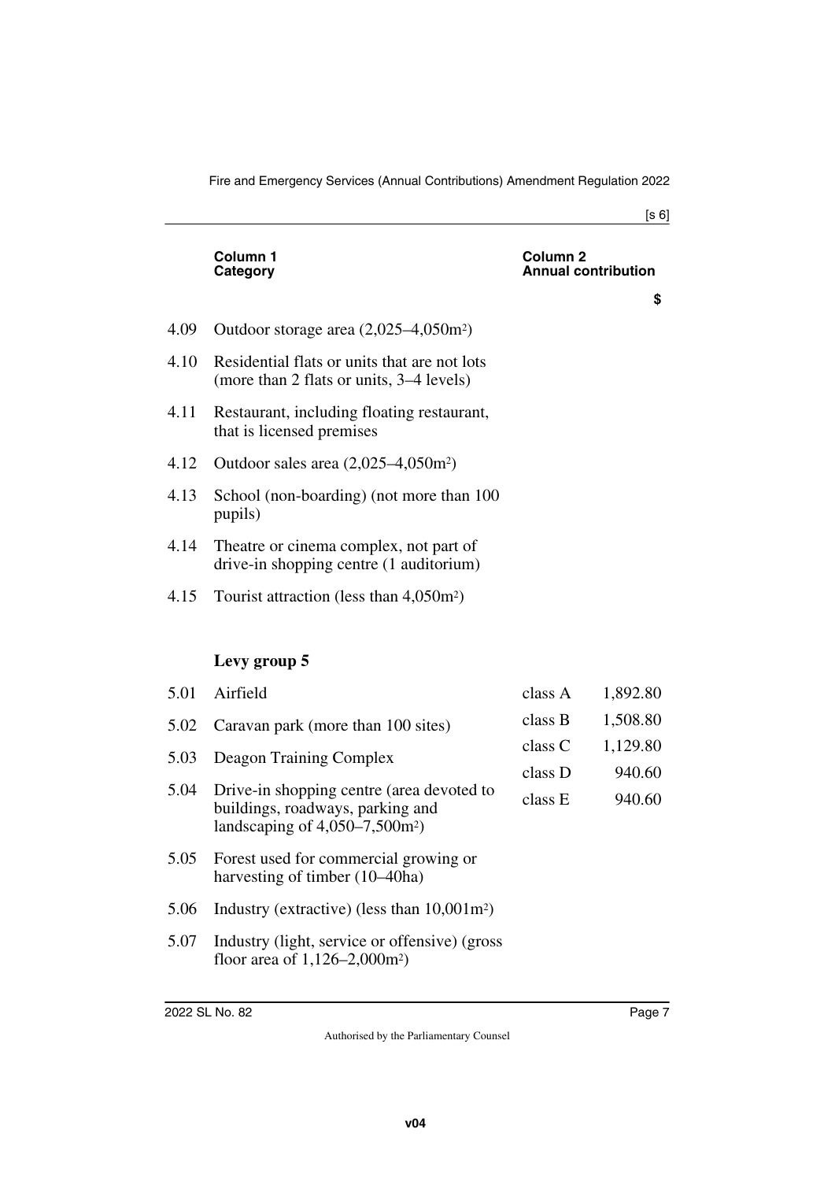| | Column 1 Category | Column 2 Annual contribution | |
|---|---|---|---|
| | | | $ |
| 4.09 | Outdoor storage area (2,025–4,050m²) | | |
| 4.10 | Residential flats or units that are not lots (more than 2 flats or units, 3–4 levels) | | |
| 4.11 | Restaurant, including floating restaurant, that is licensed premises | | |
| 4.12 | Outdoor sales area (2,025–4,050m²) | | |
| 4.13 | School (non-boarding) (not more than 100 pupils) | | |
| 4.14 | Theatre or cinema complex, not part of drive-in shopping centre (1 auditorium) | | |
| 4.15 | Tourist attraction (less than 4,050m²) | | |
| | **Levy group 5** | | |
| 5.01 | Airfield | class A | 1,892.80 |
| 5.02 | Caravan park (more than 100 sites) | class B | 1,508.80 |
| 5.03 | Deagon Training Complex | class C | 1,129.80 |
| 5.04 | Drive-in shopping centre (area devoted to buildings, roadways, parking and landscaping of 4,050–7,500m²) | class D | 940.60 |
| | | class E | 940.60 |
| 5.05 | Forest used for commercial growing or harvesting of timber (10–40ha) | | |
| 5.06 | Industry (extractive) (less than 10,001m²) | | |
| 5.07 | Industry (light, service or offensive) (gross floor area of 1,126–2,000m²) | | |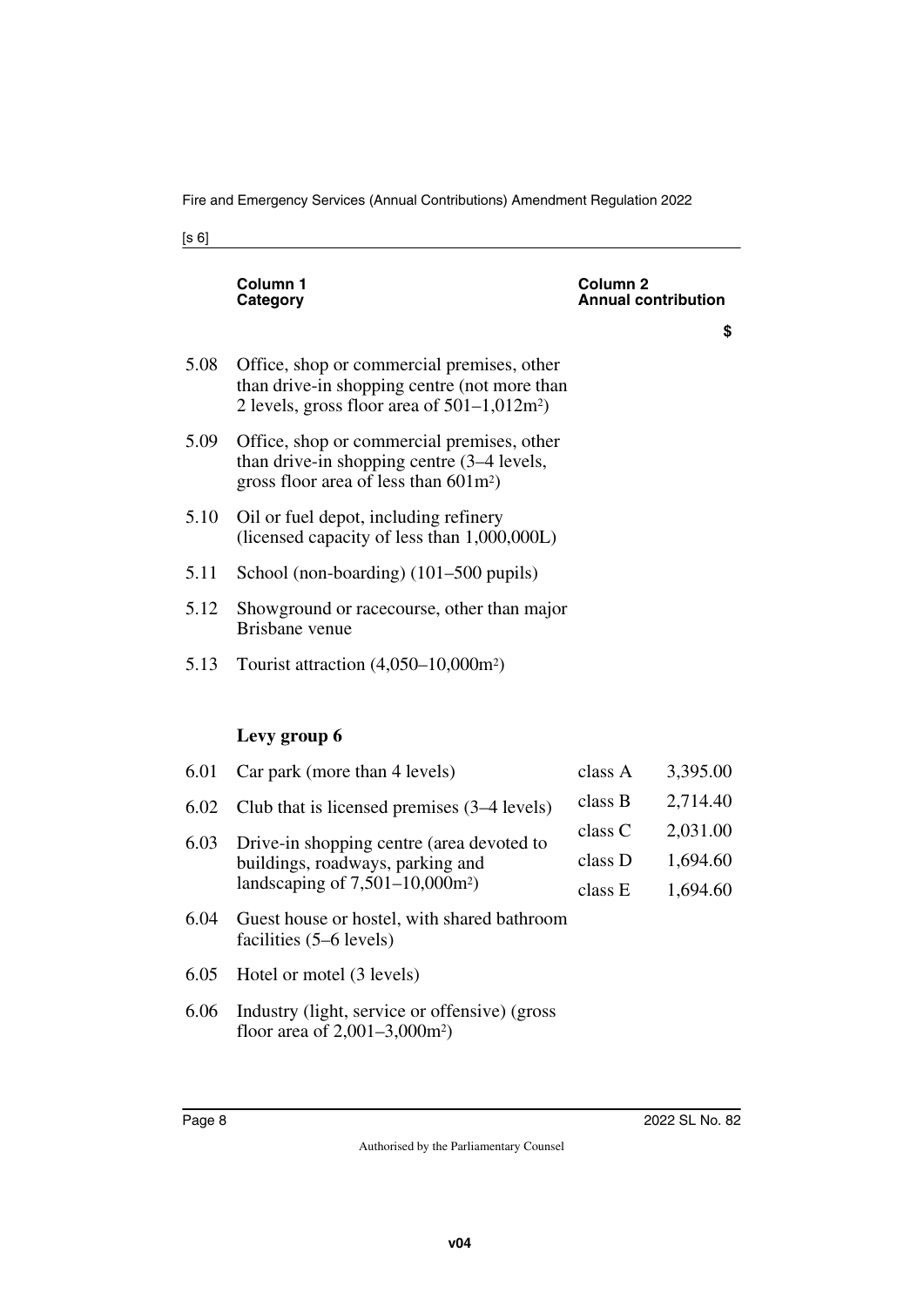| | Column 1 Category | Column 2 Annual contribution | |
|---|---|---|---|
| | | | $ |
| 5.08 | Office, shop or commercial premises, other than drive-in shopping centre (not more than 2 levels, gross floor area of 501–1,012m²) | | |
| 5.09 | Office, shop or commercial premises, other than drive-in shopping centre (3–4 levels, gross floor area of less than 601m²) | | |
| 5.10 | Oil or fuel depot, including refinery (licensed capacity of less than 1,000,000L) | | |
| 5.11 | School (non-boarding) (101–500 pupils) | | |
| 5.12 | Showground or racecourse, other than major Brisbane venue | | |
| 5.13 | Tourist attraction (4,050–10,000m²) | | |
| | **Levy group 6** | | |
| 6.01 | Car park (more than 4 levels) | class A | 3,395.00 |
| 6.02 | Club that is licensed premises (3–4 levels) | class B | 2,714.40 |
| 6.03 | Drive-in shopping centre (area devoted to buildings, roadways, parking and landscaping of 7,501–10,000m²) | class C | 2,031.00 |
| | | class D | 1,694.60 |
| | | class E | 1,694.60 |
| 6.04 | Guest house or hostel, with shared bathroom facilities (5–6 levels) | | |
| 6.05 | Hotel or motel (3 levels) | | |
| 6.06 | Industry (light, service or offensive) (gross floor area of 2,001–3,000m²) | | |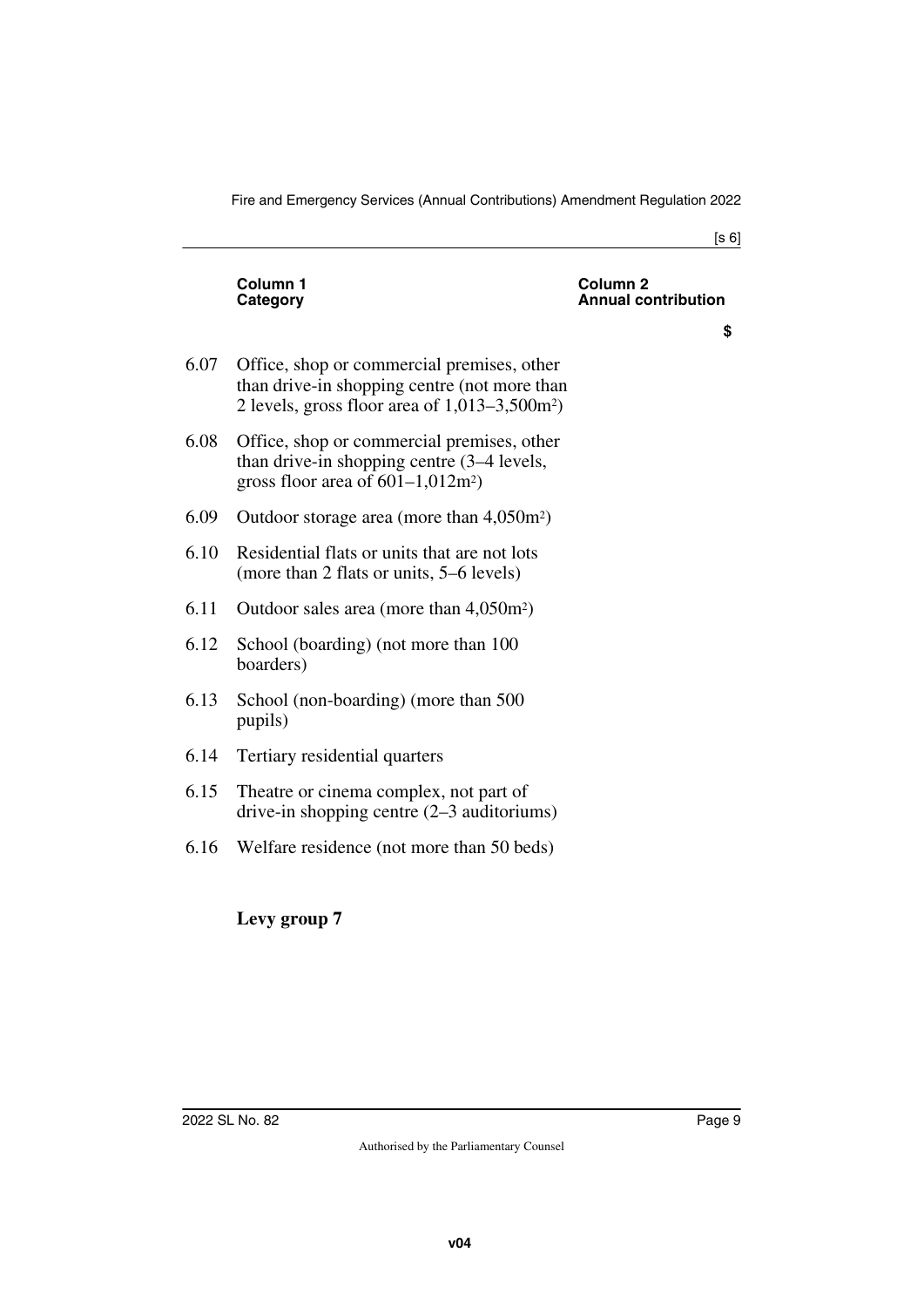| | Column 1 Category | Column 2 Annual contribution |
|---|---|---|
| | | $ |
| 6.07 | Office, shop or commercial premises, other than drive-in shopping centre (not more than 2 levels, gross floor area of 1,013–3,500m²) | |
| 6.08 | Office, shop or commercial premises, other than drive-in shopping centre (3–4 levels, gross floor area of 601–1,012m²) | |
| 6.09 | Outdoor storage area (more than 4,050m²) | |
| 6.10 | Residential flats or units that are not lots (more than 2 flats or units, 5–6 levels) | |
| 6.11 | Outdoor sales area (more than 4,050m²) | |
| 6.12 | School (boarding) (not more than 100 boarders) | |
| 6.13 | School (non-boarding) (more than 500 pupils) | |
| 6.14 | Tertiary residential quarters | |
| 6.15 | Theatre or cinema complex, not part of drive-in shopping centre (2–3 auditoriums) | |
| 6.16 | Welfare residence (not more than 50 beds) | |

**Levy group 7**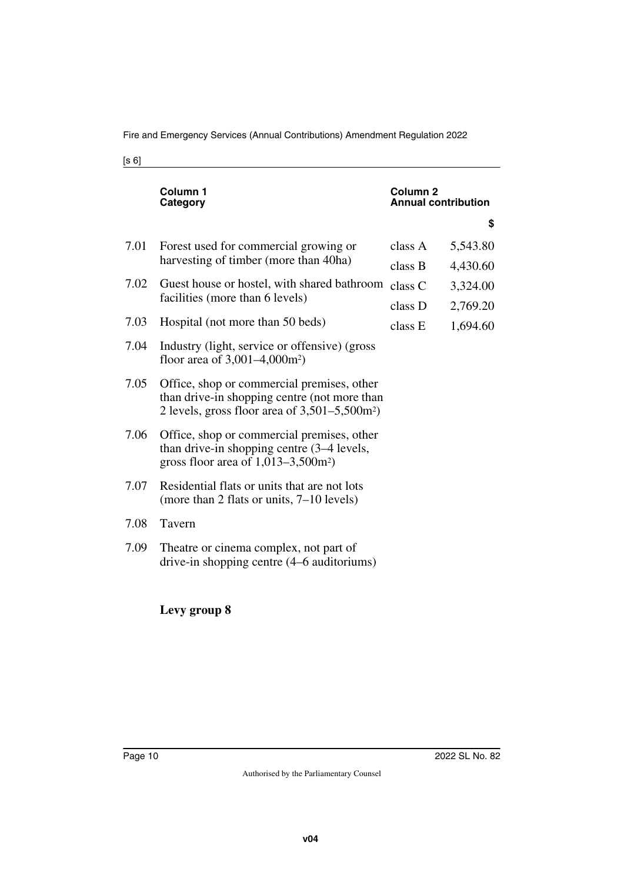| | Column 1<br>Category | Column 2<br>Annual contribution | |
|---|---|---|---|
| | | | $ |
| 7.01 | Forest used for commercial growing or harvesting of timber (more than 40ha) | class A | 5,543.80 |
| | | class B | 4,430.60 |
| 7.02 | Guest house or hostel, with shared bathroom facilities (more than 6 levels) | class C | 3,324.00 |
| | | class D | 2,769.20 |
| 7.03 | Hospital (not more than 50 beds) | class E | 1,694.60 |
| 7.04 | Industry (light, service or offensive) (gross floor area of 3,001–4,000m²) | | |
| 7.05 | Office, shop or commercial premises, other than drive-in shopping centre (not more than 2 levels, gross floor area of 3,501–5,500m²) | | |
| 7.06 | Office, shop or commercial premises, other than drive-in shopping centre (3–4 levels, gross floor area of 1,013–3,500m²) | | |
| 7.07 | Residential flats or units that are not lots (more than 2 flats or units, 7–10 levels) | | |
| 7.08 | Tavern | | |
| 7.09 | Theatre or cinema complex, not part of drive-in shopping centre (4–6 auditoriums) | | |

**Levy group 8**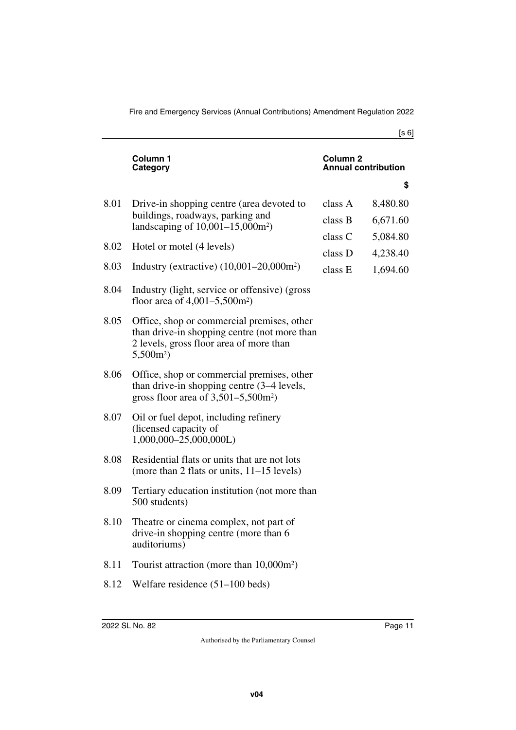| | Column 1 Category | Column 2 Annual contribution | |
|---|---|---|---|
| | | | $ |
| 8.01 | Drive-in shopping centre (area devoted to buildings, roadways, parking and landscaping of 10,001–15,000m²) | class A | 8,480.80 |
| 8.02 | Hotel or motel (4 levels) | class B | 6,671.60 |
| 8.03 | Industry (extractive) (10,001–20,000m²) | class C | 5,084.80 |
| 8.04 | Industry (light, service or offensive) (gross floor area of 4,001–5,500m²) | class D | 4,238.40 |
| 8.05 | Office, shop or commercial premises, other than drive-in shopping centre (not more than 2 levels, gross floor area of more than 5,500m²) | class E | 1,694.60 |
| 8.06 | Office, shop or commercial premises, other than drive-in shopping centre (3–4 levels, gross floor area of 3,501–5,500m²) | | |
| 8.07 | Oil or fuel depot, including refinery (licensed capacity of 1,000,000–25,000,000L) | | |
| 8.08 | Residential flats or units that are not lots (more than 2 flats or units, 11–15 levels) | | |
| 8.09 | Tertiary education institution (not more than 500 students) | | |
| 8.10 | Theatre or cinema complex, not part of drive-in shopping centre (more than 6 auditoriums) | | |
| 8.11 | Tourist attraction (more than 10,000m²) | | |
| 8.12 | Welfare residence (51–100 beds) | | |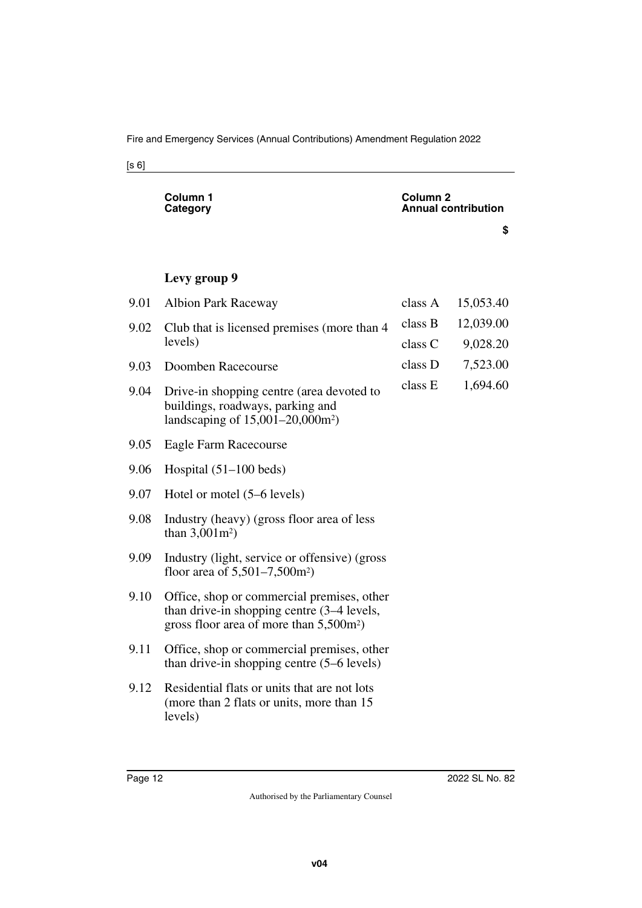| | Column 1 Category | Column 2 Annual contribution | |
|---|---|---|---|
| | | | $ |
| | **Levy group 9** | | |
| 9.01 | Albion Park Raceway | class A | 15,053.40 |
| 9.02 | Club that is licensed premises (more than 4 levels) | class B | 12,039.00 |
| | | class C | 9,028.20 |
| 9.03 | Doomben Racecourse | class D | 7,523.00 |
| 9.04 | Drive-in shopping centre (area devoted to buildings, roadways, parking and landscaping of 15,001–20,000m²) | class E | 1,694.60 |
| 9.05 | Eagle Farm Racecourse | | |
| 9.06 | Hospital (51–100 beds) | | |
| 9.07 | Hotel or motel (5–6 levels) | | |
| 9.08 | Industry (heavy) (gross floor area of less than 3,001m²) | | |
| 9.09 | Industry (light, service or offensive) (gross floor area of 5,501–7,500m²) | | |
| 9.10 | Office, shop or commercial premises, other than drive-in shopping centre (3–4 levels, gross floor area of more than 5,500m²) | | |
| 9.11 | Office, shop or commercial premises, other than drive-in shopping centre (5–6 levels) | | |
| 9.12 | Residential flats or units that are not lots (more than 2 flats or units, more than 15 levels) | | |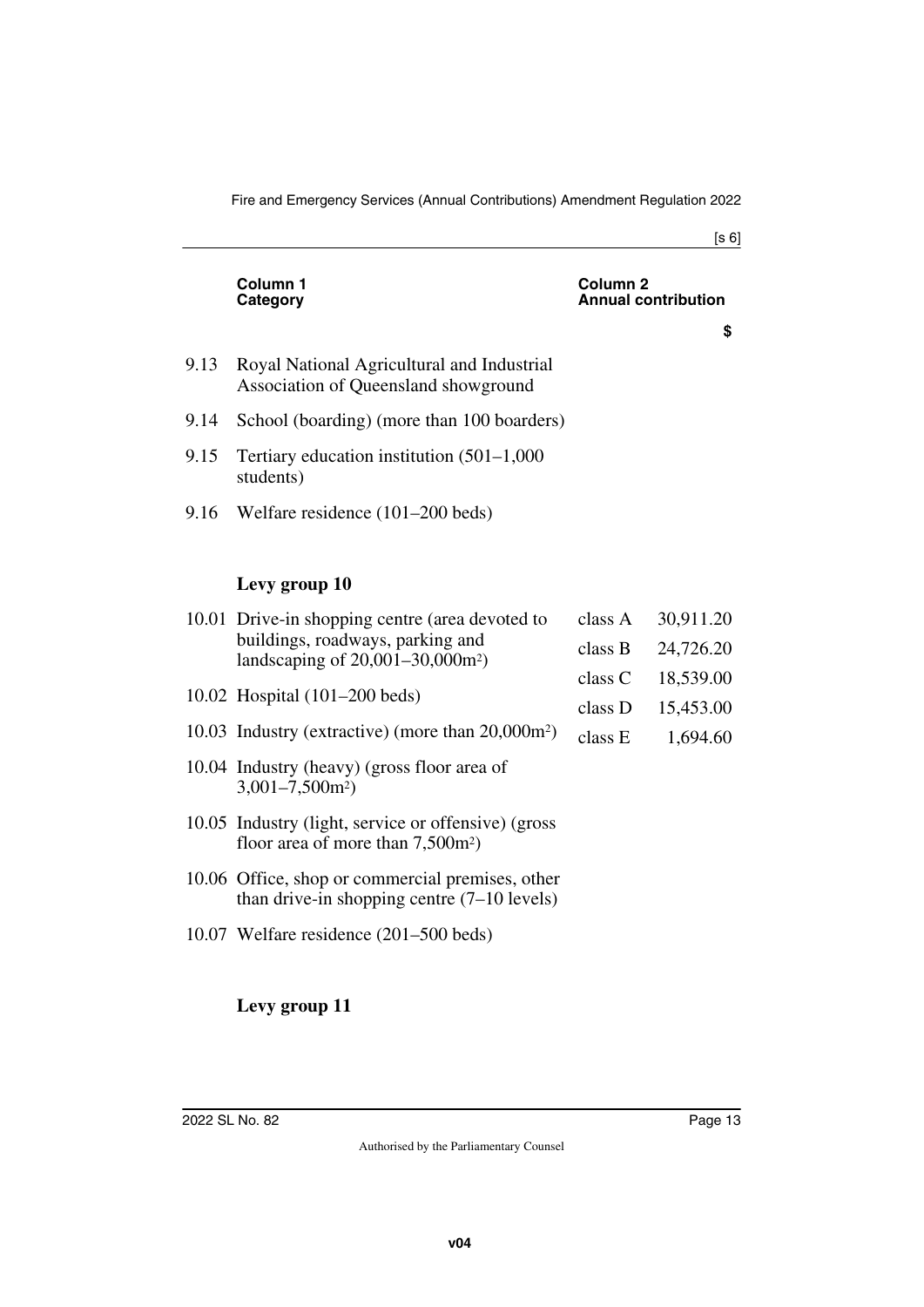| | Column 1 Category | Column 2 Annual contribution | |
|---|---|---|---|
| | | | $ |
| 9.13 | Royal National Agricultural and Industrial Association of Queensland showground | | |
| 9.14 | School (boarding) (more than 100 boarders) | | |
| 9.15 | Tertiary education institution (501–1,000 students) | | |
| 9.16 | Welfare residence (101–200 beds) | | |

**Levy group 10**

| | Category | Class | Annual contribution $ |
|---|---|---|---|
| 10.01 | Drive-in shopping centre (area devoted to buildings, roadways, parking and landscaping of 20,001–30,000m$^2$) | class A | 30,911.20 |
| 10.02 | Hospital (101–200 beds) | class B | 24,726.20 |
| 10.03 | Industry (extractive) (more than 20,000m$^2$) | class C | 18,539.00 |
| 10.04 | Industry (heavy) (gross floor area of 3,001–7,500m$^2$) | class D | 15,453.00 |
| 10.05 | Industry (light, service or offensive) (gross floor area of more than 7,500m$^2$) | class E | 1,694.60 |
| 10.06 | Office, shop or commercial premises, other than drive-in shopping centre (7–10 levels) | | |
| 10.07 | Welfare residence (201–500 beds) | | |

**Levy group 11**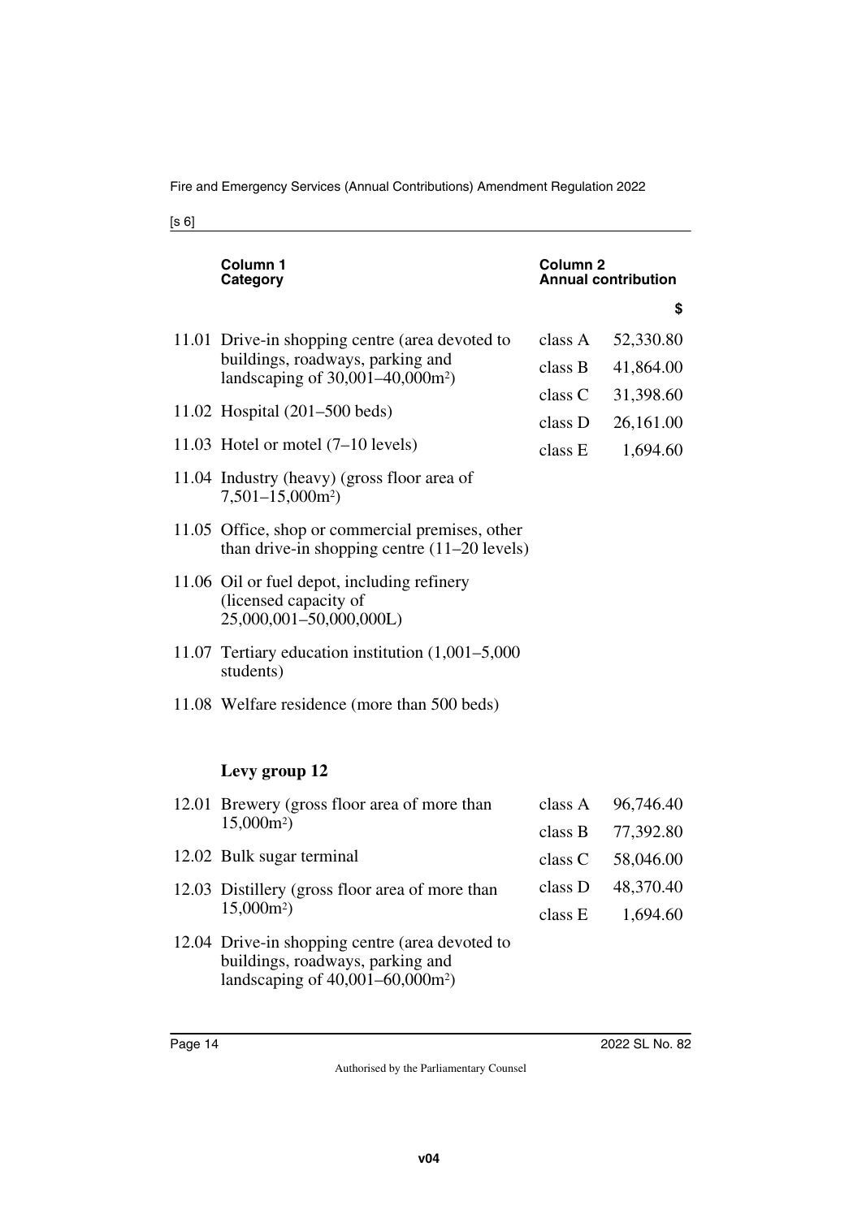| Column 1 Category | Column 2 Annual contribution | |
|---|---|---|
| | | $ |
| 11.01 Drive-in shopping centre (area devoted to buildings, roadways, parking and landscaping of 30,001–40,000m$^2$) | class A | 52,330.80 |
| 11.02 Hospital (201–500 beds) | class B | 41,864.00 |
| 11.03 Hotel or motel (7–10 levels) | class C | 31,398.60 |
| 11.04 Industry (heavy) (gross floor area of 7,501–15,000m$^2$) | class D | 26,161.00 |
| 11.05 Office, shop or commercial premises, other than drive-in shopping centre (11–20 levels) | class E | 1,694.60 |
| 11.06 Oil or fuel depot, including refinery (licensed capacity of 25,000,001–50,000,000L) | | |
| 11.07 Tertiary education institution (1,001–5,000 students) | | |
| 11.08 Welfare residence (more than 500 beds) | | |

**Levy group 12**

| Category | Annual contribution | |
|---|---|---|
| 12.01 Brewery (gross floor area of more than 15,000m$^2$) | class A | 96,746.40 |
| 12.02 Bulk sugar terminal | class B | 77,392.80 |
| 12.03 Distillery (gross floor area of more than 15,000m$^2$) | class C | 58,046.00 |
| 12.04 Drive-in shopping centre (area devoted to buildings, roadways, parking and landscaping of 40,001–60,000m$^2$) | class D | 48,370.40 |
| | class E | 1,694.60 |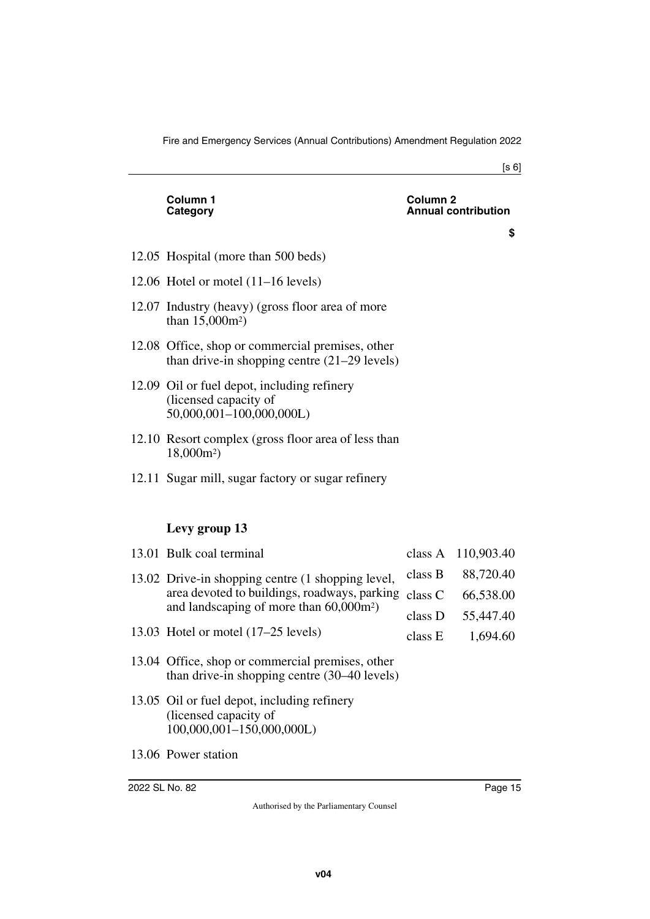| Column 1 Category | | Column 2 Annual contribution | |
|---|---|---|---|
| | | | $ |
| 12.05 | Hospital (more than 500 beds) | | |
| 12.06 | Hotel or motel (11–16 levels) | | |
| 12.07 | Industry (heavy) (gross floor area of more than 15,000m$^2$) | | |
| 12.08 | Office, shop or commercial premises, other than drive-in shopping centre (21–29 levels) | | |
| 12.09 | Oil or fuel depot, including refinery (licensed capacity of 50,000,001–100,000,000L) | | |
| 12.10 | Resort complex (gross floor area of less than 18,000m$^2$) | | |
| 12.11 | Sugar mill, sugar factory or sugar refinery | | |

**Levy group 13**

| Column 1 Category | | Column 2 Annual contribution | |
|---|---|---|---|
| 13.01 | Bulk coal terminal | class A | 110,903.40 |
| 13.02 | Drive-in shopping centre (1 shopping level, area devoted to buildings, roadways, parking and landscaping of more than 60,000m$^2$) | class B | 88,720.40 |
| | | class C | 66,538.00 |
| | | class D | 55,447.40 |
| 13.03 | Hotel or motel (17–25 levels) | class E | 1,694.60 |
| 13.04 | Office, shop or commercial premises, other than drive-in shopping centre (30–40 levels) | | |
| 13.05 | Oil or fuel depot, including refinery (licensed capacity of 100,000,001–150,000,000L) | | |
| 13.06 | Power station | | |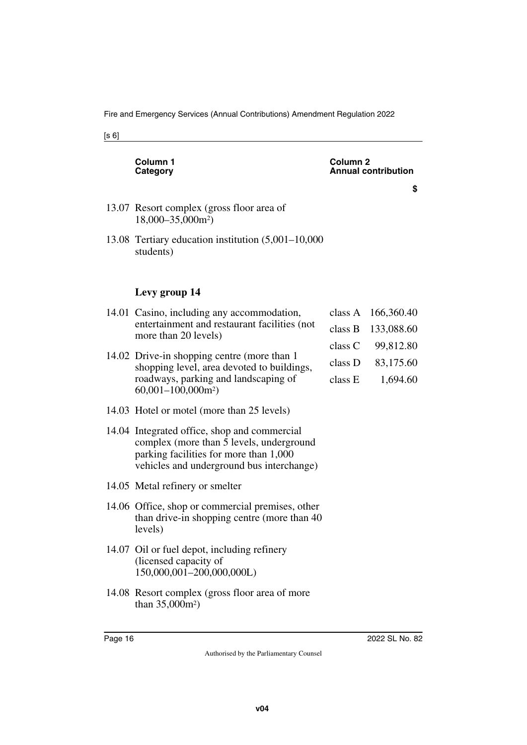| Column 1 Category | | Column 2 Annual contribution | |
|---|---|---|---|
| | | | $ |
| 13.07 | Resort complex (gross floor area of 18,000–35,000m²) | | |
| 13.08 | Tertiary education institution (5,001–10,000 students) | | |

**Levy group 14**

| | | | |
|---|---|---|---|
| 14.01 | Casino, including any accommodation, entertainment and restaurant facilities (not more than 20 levels) | class A | 166,360.40 |
| 14.02 | Drive-in shopping centre (more than 1 shopping level, area devoted to buildings, roadways, parking and landscaping of 60,001–100,000m²) | class B | 133,088.60 |
| 14.03 | Hotel or motel (more than 25 levels) | class C | 99,812.80 |
| 14.04 | Integrated office, shop and commercial complex (more than 5 levels, underground parking facilities for more than 1,000 vehicles and underground bus interchange) | class D | 83,175.60 |
| 14.05 | Metal refinery or smelter | class E | 1,694.60 |
| 14.06 | Office, shop or commercial premises, other than drive-in shopping centre (more than 40 levels) | | |
| 14.07 | Oil or fuel depot, including refinery (licensed capacity of 150,000,001–200,000,000L) | | |
| 14.08 | Resort complex (gross floor area of more than 35,000m²) | | |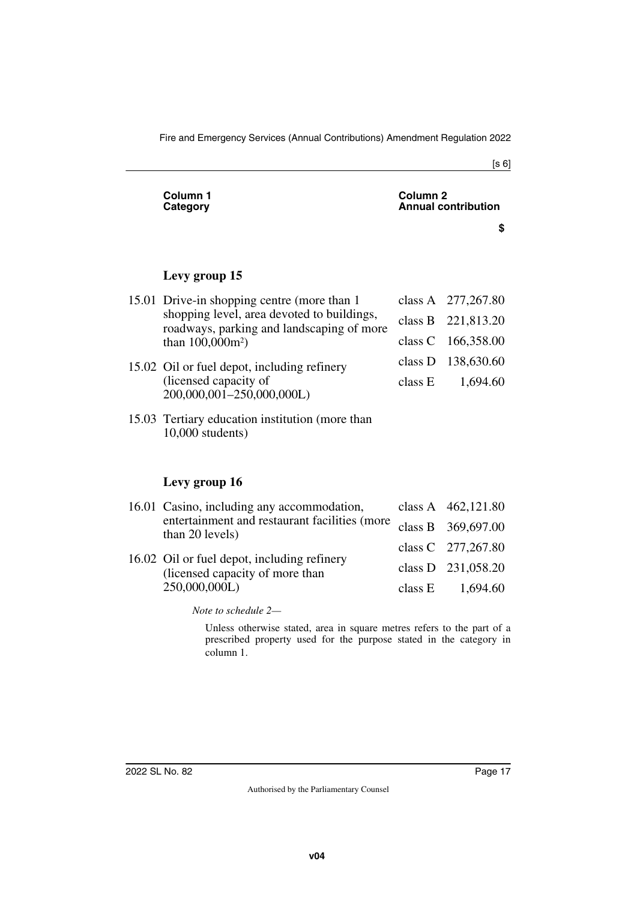| Column 1<br>Category | Column 2<br>Annual contribution |
|---|---|
| | $ |

**Levy group 15**

| Category | Class | Annual contribution ($) |
|---|---|---|
| 15.01 Drive-in shopping centre (more than 1 shopping level, area devoted to buildings, roadways, parking and landscaping of more than 100,000m²) | class A | 277,267.80 |
| 15.02 Oil or fuel depot, including refinery (licensed capacity of 200,000,001–250,000,000L) | class B | 221,813.20 |
| 15.03 Tertiary education institution (more than 10,000 students) | class C | 166,358.00 |
| | class D | 138,630.60 |
| | class E | 1,694.60 |

**Levy group 16**

| Category | Class | Annual contribution ($) |
|---|---|---|
| 16.01 Casino, including any accommodation, entertainment and restaurant facilities (more than 20 levels) | class A | 462,121.80 |
| 16.02 Oil or fuel depot, including refinery (licensed capacity of more than 250,000,000L) | class B | 369,697.00 |
| | class C | 277,267.80 |
| | class D | 231,058.20 |
| | class E | 1,694.60 |

*Note to schedule 2—*

Unless otherwise stated, area in square metres refers to the part of a prescribed property used for the purpose stated in the category in column 1.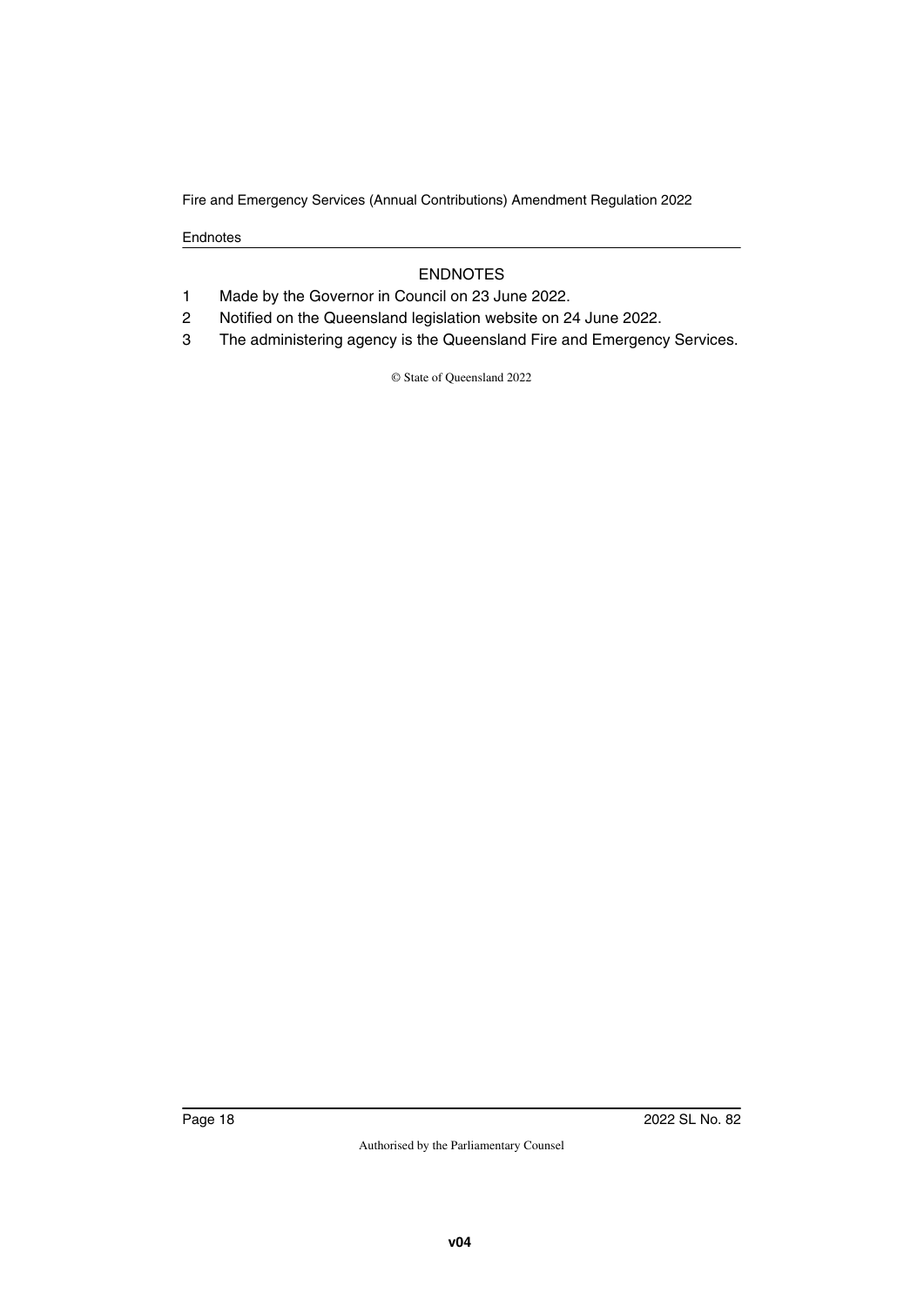## ENDNOTES

1 Made by the Governor in Council on 23 June 2022.

2 Notified on the Queensland legislation website on 24 June 2022.

3 The administering agency is the Queensland Fire and Emergency Services.

© State of Queensland 2022